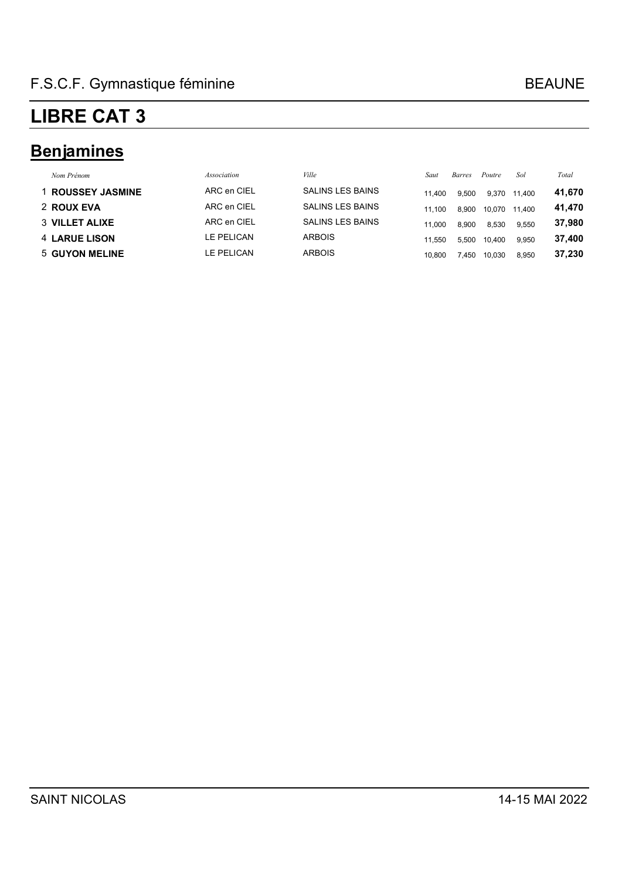F.S.C.F. Gymnastique féminine — BEAUNE

# LIBRE CAT 3

## Benjamines

| | *Nom Prénom* | *Association* | *Ville* | *Saut* | *Barres* | *Poutre* | *Sol* | *Total* |
|---|---|---|---|---|---|---|---|---|
| 1 | **ROUSSEY JASMINE** | ARC en CIEL | SALINS LES BAINS | 11,400 | 9,500 | 9,370 | 11,400 | **41,670** |
| 2 | **ROUX EVA** | ARC en CIEL | SALINS LES BAINS | 11,100 | 8,900 | 10,070 | 11,400 | **41,470** |
| 3 | **VILLET ALIXE** | ARC en CIEL | SALINS LES BAINS | 11,000 | 8,900 | 8,530 | 9,550 | **37,980** |
| 4 | **LARUE LISON** | LE PELICAN | ARBOIS | 11,550 | 5,500 | 10,400 | 9,950 | **37,400** |
| 5 | **GUYON MELINE** | LE PELICAN | ARBOIS | 10,800 | 7,450 | 10,030 | 8,950 | **37,230** |

SAINT NICOLAS — 14-15 MAI 2022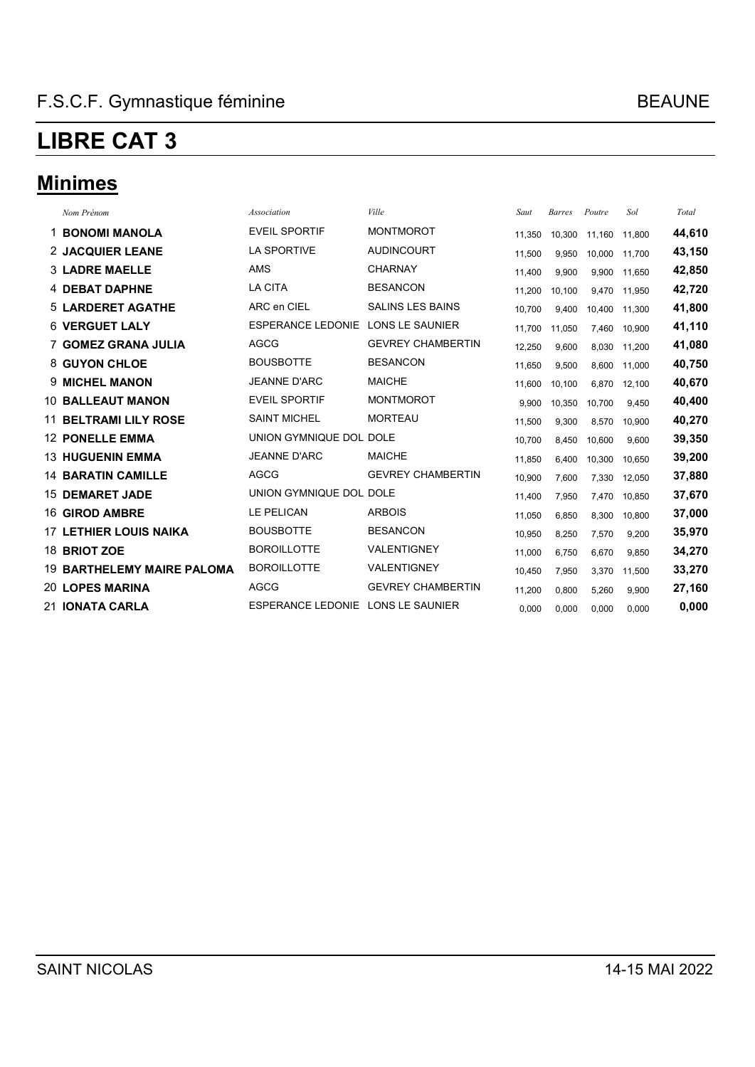F.S.C.F. Gymnastique féminine BEAUNE

# LIBRE CAT 3

## Minimes

| | Nom Prénom | Association | Ville | Saut | Barres | Poutre | Sol | Total |
|---|---|---|---|---|---|---|---|---|
| 1 | **BONOMI MANOLA** | EVEIL SPORTIF | MONTMOROT | 11,350 | 10,300 | 11,160 | 11,800 | **44,610** |
| 2 | **JACQUIER LEANE** | LA SPORTIVE | AUDINCOURT | 11,500 | 9,950 | 10,000 | 11,700 | **43,150** |
| 3 | **LADRE MAELLE** | AMS | CHARNAY | 11,400 | 9,900 | 9,900 | 11,650 | **42,850** |
| 4 | **DEBAT DAPHNE** | LA CITA | BESANCON | 11,200 | 10,100 | 9,470 | 11,950 | **42,720** |
| 5 | **LARDERET AGATHE** | ARC en CIEL | SALINS LES BAINS | 10,700 | 9,400 | 10,400 | 11,300 | **41,800** |
| 6 | **VERGUET LALY** | ESPERANCE LEDONIE | LONS LE SAUNIER | 11,700 | 11,050 | 7,460 | 10,900 | **41,110** |
| 7 | **GOMEZ GRANA JULIA** | AGCG | GEVREY CHAMBERTIN | 12,250 | 9,600 | 8,030 | 11,200 | **41,080** |
| 8 | **GUYON CHLOE** | BOUSBOTTE | BESANCON | 11,650 | 9,500 | 8,600 | 11,000 | **40,750** |
| 9 | **MICHEL MANON** | JEANNE D'ARC | MAICHE | 11,600 | 10,100 | 6,870 | 12,100 | **40,670** |
| 10 | **BALLEAUT MANON** | EVEIL SPORTIF | MONTMOROT | 9,900 | 10,350 | 10,700 | 9,450 | **40,400** |
| 11 | **BELTRAMI LILY ROSE** | SAINT MICHEL | MORTEAU | 11,500 | 9,300 | 8,570 | 10,900 | **40,270** |
| 12 | **PONELLE EMMA** | UNION GYMNIQUE DOL | DOLE | 10,700 | 8,450 | 10,600 | 9,600 | **39,350** |
| 13 | **HUGUENIN EMMA** | JEANNE D'ARC | MAICHE | 11,850 | 6,400 | 10,300 | 10,650 | **39,200** |
| 14 | **BARATIN CAMILLE** | AGCG | GEVREY CHAMBERTIN | 10,900 | 7,600 | 7,330 | 12,050 | **37,880** |
| 15 | **DEMARET JADE** | UNION GYMNIQUE DOL | DOLE | 11,400 | 7,950 | 7,470 | 10,850 | **37,670** |
| 16 | **GIROD AMBRE** | LE PELICAN | ARBOIS | 11,050 | 6,850 | 8,300 | 10,800 | **37,000** |
| 17 | **LETHIER LOUIS NAIKA** | BOUSBOTTE | BESANCON | 10,950 | 8,250 | 7,570 | 9,200 | **35,970** |
| 18 | **BRIOT ZOE** | BOROILLOTTE | VALENTIGNEY | 11,000 | 6,750 | 6,670 | 9,850 | **34,270** |
| 19 | **BARTHELEMY MAIRE PALOMA** | BOROILLOTTE | VALENTIGNEY | 10,450 | 7,950 | 3,370 | 11,500 | **33,270** |
| 20 | **LOPES MARINA** | AGCG | GEVREY CHAMBERTIN | 11,200 | 0,800 | 5,260 | 9,900 | **27,160** |
| 21 | **IONATA CARLA** | ESPERANCE LEDONIE | LONS LE SAUNIER | 0,000 | 0,000 | 0,000 | 0,000 | **0,000** |

SAINT NICOLAS 14-15 MAI 2022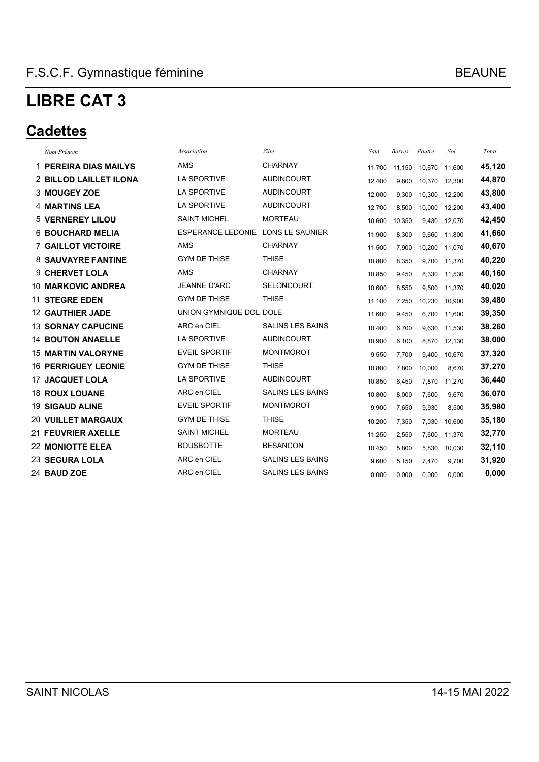F.S.C.F. Gymnastique féminine — BEAUNE

# LIBRE CAT 3

## Cadettes

| | Nom Prénom | Association | Ville | Saut | Barres | Poutre | Sol | Total |
|---|---|---|---|---|---|---|---|---|
| 1 | **PEREIRA DIAS MAILYS** | AMS | CHARNAY | 11,700 | 11,150 | 10,670 | 11,600 | **45,120** |
| 2 | **BILLOD LAILLET ILONA** | LA SPORTIVE | AUDINCOURT | 12,400 | 9,800 | 10,370 | 12,300 | **44,870** |
| 3 | **MOUGEY ZOE** | LA SPORTIVE | AUDINCOURT | 12,000 | 9,300 | 10,300 | 12,200 | **43,800** |
| 4 | **MARTINS LEA** | LA SPORTIVE | AUDINCOURT | 12,700 | 8,500 | 10,000 | 12,200 | **43,400** |
| 5 | **VERNEREY LILOU** | SAINT MICHEL | MORTEAU | 10,600 | 10,350 | 9,430 | 12,070 | **42,450** |
| 6 | **BOUCHARD MELIA** | ESPERANCE LEDONIE | LONS LE SAUNIER | 11,900 | 8,300 | 9,660 | 11,800 | **41,660** |
| 7 | **GAILLOT VICTOIRE** | AMS | CHARNAY | 11,500 | 7,900 | 10,200 | 11,070 | **40,670** |
| 8 | **SAUVAYRE FANTINE** | GYM DE THISE | THISE | 10,800 | 8,350 | 9,700 | 11,370 | **40,220** |
| 9 | **CHERVET LOLA** | AMS | CHARNAY | 10,850 | 9,450 | 8,330 | 11,530 | **40,160** |
| 10 | **MARKOVIC ANDREA** | JEANNE D'ARC | SELONCOURT | 10,600 | 8,550 | 9,500 | 11,370 | **40,020** |
| 11 | **STEGRE EDEN** | GYM DE THISE | THISE | 11,100 | 7,250 | 10,230 | 10,900 | **39,480** |
| 12 | **GAUTHIER JADE** | UNION GYMNIQUE DOL | DOLE | 11,600 | 9,450 | 6,700 | 11,600 | **39,350** |
| 13 | **SORNAY CAPUCINE** | ARC en CIEL | SALINS LES BAINS | 10,400 | 6,700 | 9,630 | 11,530 | **38,260** |
| 14 | **BOUTON ANAELLE** | LA SPORTIVE | AUDINCOURT | 10,900 | 6,100 | 8,870 | 12,130 | **38,000** |
| 15 | **MARTIN VALORYNE** | EVEIL SPORTIF | MONTMOROT | 9,550 | 7,700 | 9,400 | 10,670 | **37,320** |
| 16 | **PERRIGUEY LEONIE** | GYM DE THISE | THISE | 10,800 | 7,800 | 10,000 | 8,670 | **37,270** |
| 17 | **JACQUET LOLA** | LA SPORTIVE | AUDINCOURT | 10,850 | 6,450 | 7,870 | 11,270 | **36,440** |
| 18 | **ROUX LOUANE** | ARC en CIEL | SALINS LES BAINS | 10,800 | 8,000 | 7,600 | 9,670 | **36,070** |
| 19 | **SIGAUD ALINE** | EVEIL SPORTIF | MONTMOROT | 9,900 | 7,650 | 9,930 | 8,500 | **35,980** |
| 20 | **VUILLET MARGAUX** | GYM DE THISE | THISE | 10,200 | 7,350 | 7,030 | 10,600 | **35,180** |
| 21 | **FEUVRIER AXELLE** | SAINT MICHEL | MORTEAU | 11,250 | 2,550 | 7,600 | 11,370 | **32,770** |
| 22 | **MONIOTTE ELEA** | BOUSBOTTE | BESANCON | 10,450 | 5,800 | 5,830 | 10,030 | **32,110** |
| 23 | **SEGURA LOLA** | ARC en CIEL | SALINS LES BAINS | 9,600 | 5,150 | 7,470 | 9,700 | **31,920** |
| 24 | **BAUD ZOE** | ARC en CIEL | SALINS LES BAINS | 0,000 | 0,000 | 0,000 | 0,000 | **0,000** |

SAINT NICOLAS — 14-15 MAI 2022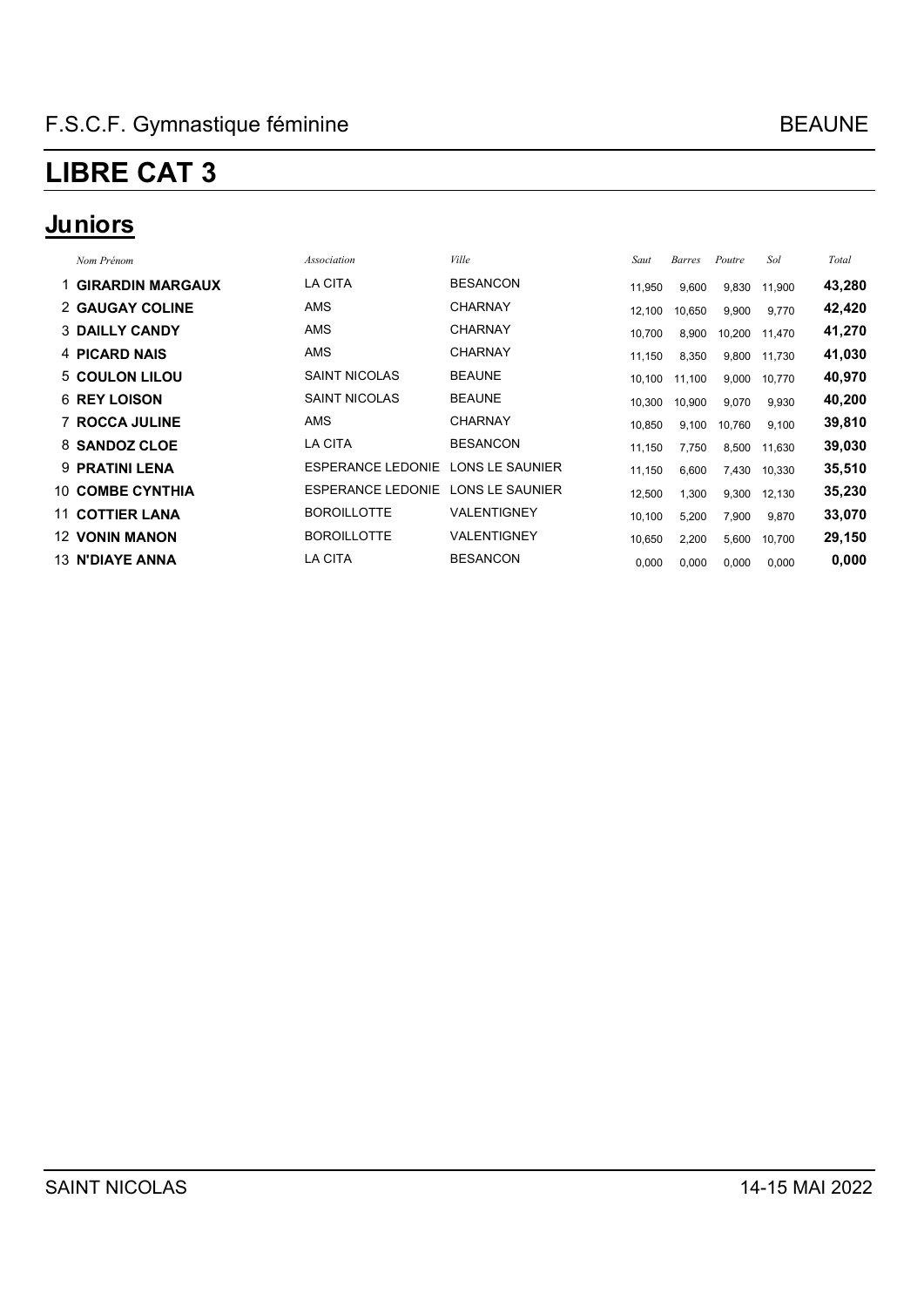F.S.C.F. Gymnastique féminine — BEAUNE

# LIBRE CAT 3

## Juniors

| | Nom Prénom | Association | Ville | Saut | Barres | Poutre | Sol | Total |
|---|---|---|---|---|---|---|---|---|
| 1 | **GIRARDIN MARGAUX** | LA CITA | BESANCON | 11,950 | 9,600 | 9,830 | 11,900 | **43,280** |
| 2 | **GAUGAY COLINE** | AMS | CHARNAY | 12,100 | 10,650 | 9,900 | 9,770 | **42,420** |
| 3 | **DAILLY CANDY** | AMS | CHARNAY | 10,700 | 8,900 | 10,200 | 11,470 | **41,270** |
| 4 | **PICARD NAIS** | AMS | CHARNAY | 11,150 | 8,350 | 9,800 | 11,730 | **41,030** |
| 5 | **COULON LILOU** | SAINT NICOLAS | BEAUNE | 10,100 | 11,100 | 9,000 | 10,770 | **40,970** |
| 6 | **REY LOISON** | SAINT NICOLAS | BEAUNE | 10,300 | 10,900 | 9,070 | 9,930 | **40,200** |
| 7 | **ROCCA JULINE** | AMS | CHARNAY | 10,850 | 9,100 | 10,760 | 9,100 | **39,810** |
| 8 | **SANDOZ CLOE** | LA CITA | BESANCON | 11,150 | 7,750 | 8,500 | 11,630 | **39,030** |
| 9 | **PRATINI LENA** | ESPERANCE LEDONIE | LONS LE SAUNIER | 11,150 | 6,600 | 7,430 | 10,330 | **35,510** |
| 10 | **COMBE CYNTHIA** | ESPERANCE LEDONIE | LONS LE SAUNIER | 12,500 | 1,300 | 9,300 | 12,130 | **35,230** |
| 11 | **COTTIER LANA** | BOROILLOTTE | VALENTIGNEY | 10,100 | 5,200 | 7,900 | 9,870 | **33,070** |
| 12 | **VONIN MANON** | BOROILLOTTE | VALENTIGNEY | 10,650 | 2,200 | 5,600 | 10,700 | **29,150** |
| 13 | **N'DIAYE ANNA** | LA CITA | BESANCON | 0,000 | 0,000 | 0,000 | 0,000 | **0,000** |

SAINT NICOLAS — 14-15 MAI 2022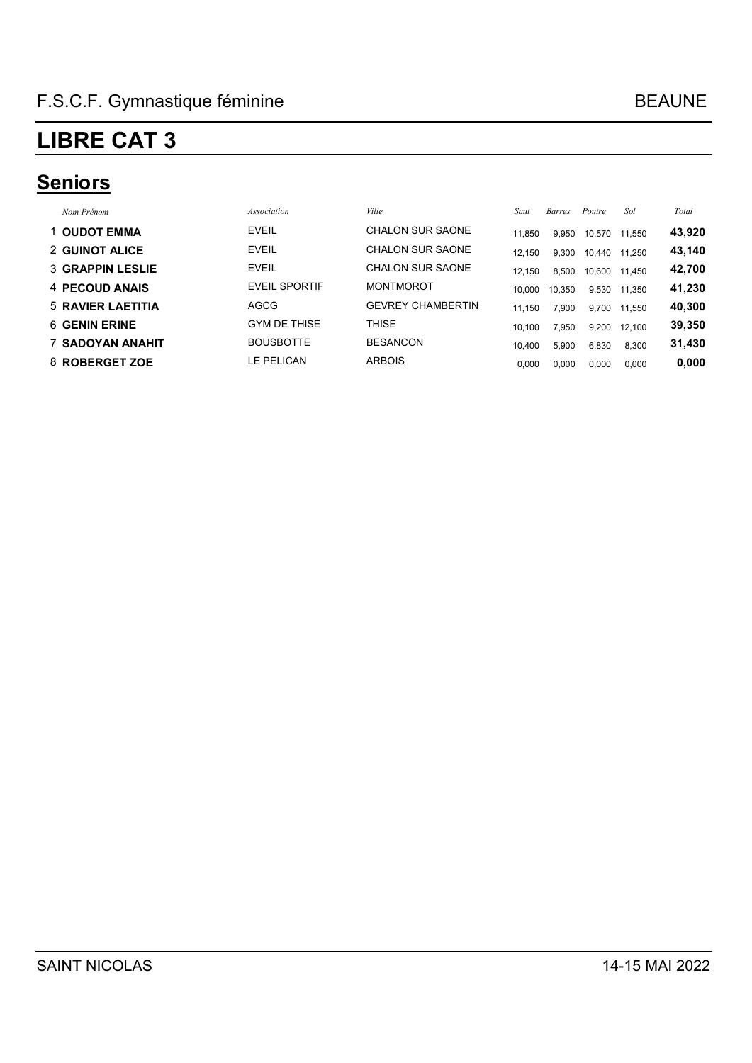F.S.C.F. Gymnastique féminine

BEAUNE

# LIBRE CAT 3

## Seniors

| | Nom Prénom | Association | Ville | Saut | Barres | Poutre | Sol | Total |
|---|---|---|---|---|---|---|---|---|
| 1 | **OUDOT EMMA** | EVEIL | CHALON SUR SAONE | 11,850 | 9,950 | 10,570 | 11,550 | **43,920** |
| 2 | **GUINOT ALICE** | EVEIL | CHALON SUR SAONE | 12,150 | 9,300 | 10,440 | 11,250 | **43,140** |
| 3 | **GRAPPIN LESLIE** | EVEIL | CHALON SUR SAONE | 12,150 | 8,500 | 10,600 | 11,450 | **42,700** |
| 4 | **PECOUD ANAIS** | EVEIL SPORTIF | MONTMOROT | 10,000 | 10,350 | 9,530 | 11,350 | **41,230** |
| 5 | **RAVIER LAETITIA** | AGCG | GEVREY CHAMBERTIN | 11,150 | 7,900 | 9,700 | 11,550 | **40,300** |
| 6 | **GENIN ERINE** | GYM DE THISE | THISE | 10,100 | 7,950 | 9,200 | 12,100 | **39,350** |
| 7 | **SADOYAN ANAHIT** | BOUSBOTTE | BESANCON | 10,400 | 5,900 | 6,830 | 8,300 | **31,430** |
| 8 | **ROBERGET ZOE** | LE PELICAN | ARBOIS | 0,000 | 0,000 | 0,000 | 0,000 | **0,000** |

SAINT NICOLAS

14-15 MAI 2022